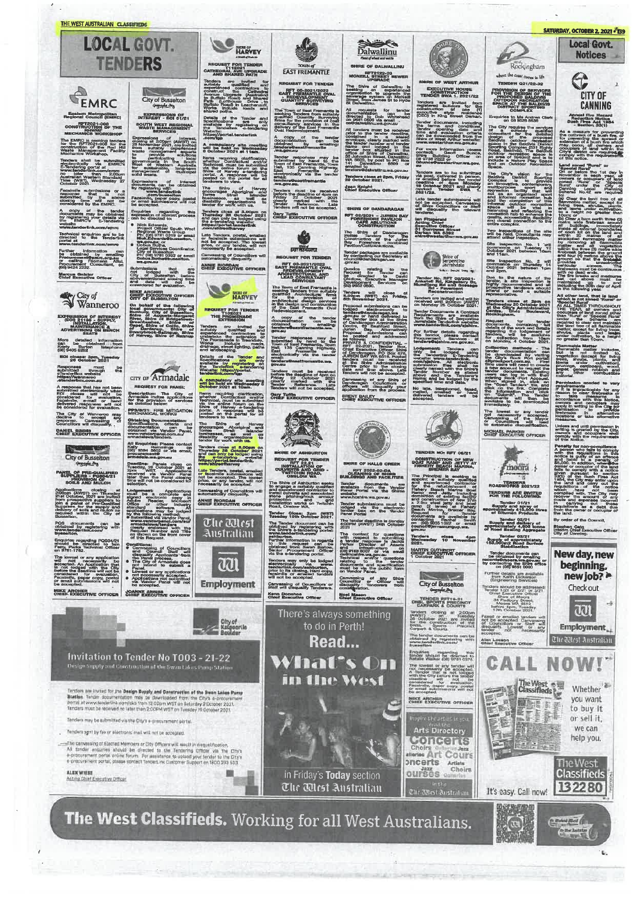# LOCAL GOVT. TENDERS

## EMRC

**Eastern Metropolitan Regional Council (EMRC)**

### RFT2021-008 CONSTRUCTION OF THE RHWMF MECHANICS WORKSHOP

The EMRC is seeking tenders for the RFT2021-008 for the construction of the Red Hill Waste Management Facility Mechanics Workshop.

Tenders shall be submitted electronically via EMRC's E-Tendering portal at www.tenderlink.com/emrc no later than 2:00pm Australian Western Standard Time (AWST) Wednesday 27 October 2021.

Facsimile submissions or a response that is not submitted by the above closing time will not be considered by the EMRC.

A copy of the tender documents may be obtained by registering your details via the EMRC's E-Tendering website www.tenderlink.com/emrc

Technical enquiries are to be directed to the Tenderlink portal at www.tenderlink.com/emrc

Further information can be obtained by emailing Procurement@emrc.org.au or calling Filomena Allisi, Procurement Consultant, on (08) 9424 2222.

**Marcus Geisler**
**Chief Executive Officer**

## City of Wanneroo

### EXPRESSION OF INTEREST (EOI) 21149 - SUPPLY, INSTALLATION, MAINTENANCE & ADVERTISING ON BENCH SEATS

More detailed information can be obtained from Kiara Burton Telephone (08) 9405 5...

**EOI closes 3pm, Tuesday 26 October 2021**

Responses must be submitted through the eTenderBox website https://wanneroo.etenderbox.com.au

A response that has not been submitted electronically when EOI closes will not be considered for evaluation. Facsimile or emailed or hand delivered responses will not be considered for evaluation.

The City of Wanneroo may decline to accept any response. Canvassing of Councillors will disqualify.

**DANIEL SIMMS**
**CHIEF EXECUTIVE OFFICER**

## City of Busselton

### PANEL OF PRE-QUALIFIED SUPPLIERS - PQS04/21 PROVISION OF SOILS AND MULCH

Applications closing at 2:00pm (AWST) on Thursday 21st October, 2021 are invited from prospective suppliers to join a panel of Pre-Qualified Suppliers for the supply and delivery of soils and mulch as required within the City of Busselton.

PQS documents can be obtained by registering with www.tenderlink.com/busselton.

Enquiries regarding PQS04/21 should be directed to Ian Perry, Parks Technical Officer on 9781 1762.

The lowest or any application will not necessarily be accepted. An Application that is not lodged with the City before the deadline will not be considered for evaluation. Facsimile, paper copy, postal or email submissions will not be accepted.

**MIKE ARCHER**
**CHIEF EXECUTIVE OFFICER**

## City of Busselton

### EXPRESSIONS OF INTEREST - EOI 01/21
### SOUTH WEST REGIONAL WASTE MANAGEMENT SERVICES

Expressions of Interest, closing at 2:00pm (AWST) on 25 November 2021, are invited from suitably experienced waste management experts to provide solutions for participating local governments in the South West of Western Australia for sustainable, long-term management of municipal solid waste.

Expressions of Interest documents can be obtained by registering with www.tenderlink.com/busselton. Facsimile, paper copy, postal or email submissions will not be accepted.

Enquiries regarding this expression of interest process can be directed to:

- Nick Edwards, Project Officer South West Regional Waste Group Ph: (08) 9781 0319 or email Nick.Edwards@busselton.wa.gov.au or
- Cobus Botha, Legal Services Coordinator, City of Busselton Ph: (08) 9781 0383 or email Cobus.Botha@busselton.wa.gov.au

Submissions that are not lodged with the City of Busselton by the abovementioned closing time and date will not be considered for evaluation.

**MIKE ARCHER**
**CHIEF EXECUTIVE OFFICER**
**CITY OF BUSSELTON**

On behalf of the following local governments: City of Bunbury, City of Busselton, Shire of Augusta-Margaret River, Shire of Bridgetown-Greenbushes, Shire of Capel, Shire of Collie, Shire of Dardanup, Shire of Donnybrook-Balingup, Shire of Harvey, Shire of Nannup

## City of Armadale

### REQUEST FOR PANEL

**Description:** The City of Armadale invites applications for the provision of services as detailed below:

**PPS/21- FIRE MITIGATION MECHANICAL WORKS**

**Obtaining Documentation:** Specifications, criteria and documentation can be obtained via Vendor Panel www.vendorpanel.com.au/armadaletenders

**All Enquiries:** Please contact Kelly Hemmings on (08) 9394 5... or email procurement@armadale.wa.gov.au

**Deadline:** Panels close on Tuesday, 26 October 2021 at 2pm WST. Applications received via Vendor Panel later than the Panel closing time will not be considered for selection.

**Lodgement:** Applications must be a complete and signed electronic copy in Adobe Reader, Microsoft Office or other industry standard software. All applications may be lodged by the following method:

- Submitted via Vendor Panel, www.vendorpanel.com.au/armadaletenders clearly endorsed with the Request Number and Title of this Request.

**Conditions:**

- Canvassing of Councillors and Council Staff will disqualify Applicants from the Panel process.
- The City of Armadale does not intend to submit a Panel.
- Lowest or any applications not necessarily accepted.
- Applications not submitted via Vendor Panel will not be accepted.

**JOANNE ABBISS**
**CHIEF EXECUTIVE OFFICER**

## Shire of Harvey

### REQUEST FOR TENDER T11/2021 CATHEDRAL AVENUE UPGRADE AND SHARED PATH

Tenders are invited for suitably qualified and experienced contractors to construct the Cathedral Avenue Upgrade (Australind to Buffalo Road) and Shared Path (Lighthouse Drive to Buffalo Road) in Leschenault. Works include roads and shared paths.

Details of the Tender and Specifications are only available by registering on the Tenderlink e-tendering portal: https://portal.tenderlink.com/sjp

**A compulsory site meeting will be held on Wednesday 6 October 2021 at 11am.**

Items requiring clarification, whether Contractual and/or Technical, must be submitted via the online forum on the Shire of Harvey e-tendering portal. A response will be posted on the portal for all tenderers to view.

The Shire of Harvey encourages Aboriginal and Torres Strait Islander businesses, as well as disability organisations to tender for work with us.

Tenders close at 3.00pm on Thursday 21 October 2021 and can only be lodged using the e-tendering website: https://portal.tenderlink.com/shireofharvey

Late Tenders, postal, emailed or facsimile submissions will not be accepted. The lowest price, or any tender, will not necessarily be accepted.

Canvassing of Councillors will automatically disqualify.

**ANNIE RIORDAN**
**CHIEF EXECUTIVE OFFICER**

## Shire of Harvey

### REQUEST FOR TENDER T10/2021 THE PROMENADE EXTENSION

Tenders are invited for suitably qualified and experienced contractors to undertake the extension of The Promenade in Treendale. Works include roads, drainage, street lighting, paths and landscaping.

Details of the Tender and Specifications are only available by registering on the Tenderlink e-tendering portal: https://portal.tenderlink.com/sjp

**A compulsory site meeting will be held on Wednesday 6 October 2021 at 10am.**

Items requiring clarification, whether Contractual and/or Technical, must be submitted via the online forum on the Shire of Harvey e-tendering portal. A response will be posted on the portal for all tenderers to view.

The Shire of Harvey encourages Aboriginal and Torres Strait Islander businesses, as well as disability organisations to tender for work with us.

Tenders close at 3.00pm on Thursday 28 October 2021 and can only be lodged using the e-tendering website: https://portal.tenderlink.com/shireofharvey

Late Tenders, postal, emailed or facsimile submissions will not be accepted. The lowest price, or any tender, will not necessarily be accepted.

Canvassing of Councillors will automatically disqualify.

**ANNIE RIORDAN**
**CHIEF EXECUTIVE OFFICER**

## Town of East Fremantle

### REQUEST FOR TENDER
### RFT 05-2021/2022 EAST FREMANTLE OVAL REDEVELOPMENT QUANTITY SURVEYING SERVICES

The Town of East Fremantle is seeking Tenders from suitably qualified Quantity Surveying firms for the provision of cost consultancy services in the delivery of the East Fremantle Oval Redevelopment.

A copy of the tender documentation can be obtained by emailing: tenders@eastfremantle.wa.gov.au

Tender responses may be submitted by hand to the Town of East Fremantle, Town Hall, 135 Canning Highway, East Fremantle or electronically via the tender email: tenders@eastfremantle.wa.gov.au.

Tenders must be received before the deadline of 4pm on Friday 22 October 2021 clearly marked with the Tender Reference. Late Tenders will not be accepted.

**Gary Tuffin**
**CHIEF EXECUTIVE OFFICER**

## Town of East Fremantle

### REQUEST FOR TENDER
### RFT 03-2021/2022 EAST FREMANTLE OVAL REDEVELOPMENT ARCHITECTURAL AND LEAD CONSULTANT SERVICES

The Town of East Fremantle is seeking Tenders from suitably qualified Architectural firms for the provision of architectural design services in the design and construction of the East Fremantle Oval Redevelopment.

A copy of the tender documentation can be obtained by emailing: tenders@eastfremantle.wa.gov.au

Tender responses may be submitted by hand to the Town of East Fremantle, Town Hall, 135 Canning Highway, East Fremantle or electronically via the tender email: tenders@eastfremantle.wa.gov.au.

Tenders must be received before the deadline of 4pm on Friday 22 October 2021 clearly marked with the Tender Reference. Late Tenders will not be accepted.

**Gary Tuffin**
**CHIEF EXECUTIVE OFFICER**

## Shire of Dalwallinu

### RFT2122-03 MCNEILL STREET SEWER UPGRADE

The Shire of Dalwallinu is seeking an experienced organisation to upgrade the sewerage system on McNeill Street, from James St to Hyde St Dalwallinu.

All requests for tender documentation can be directed to Deb Whitehead on (08) 9661 0500 via email: ceo@dalwallinu.wa.gov.au

All tenders must be received prior to the tender deadline, contained in a sealed envelope, clearly marked with the tender number and tender name and lodged in the tender box situated in the office of Shire of Dalwallinu, 58 Johnston Street, Dalwallinu WA 6609, by post to PO Box 141 Dalwallinu 6609 or emailed to tenders@dalwallinu.wa.gov.au

**Tenders close at 2pm, Friday 29 October 2021.**

**Jean Knight**
**Chief Executive Officer**

## Shire of Dandaragan

### RFT 02/2021 - JURIEN BAY FORESHORE PAVILION CAFE ABLUTIONS CONSTRUCTION

The Shire of Dandaragan invites Tenders for the Construction of the Jurien Bay Foreshore Combined Pavilion/Cafe/Ablutions.

Tender packages are available by contacting our Secretary at council@dandaragan.wa.gov.au

Queries relating to the Request for Tender can be directed to Mr Scott Chidlow, Executive Manager Development Services on (08) 9652 0800.

Tenders will close at 4.00pm (AWST) on Friday, 5th November 2021.

Proposal submissions can be lodged electronically to tenders@dandaragan.wa.gov.au or hand delivered to the Tender box at the Shire of Dandaragan Administration Centre, 50 Dandaragan Street, Jurien Bay. Alternatively Proposal submissions can be posted and addressed as follows: PRIVATE & CONFIDENTIAL - RFT 02-2021, Tender Box, Chief Executive Officer, Shire of Dandaragan, PO Box 676, JURIEN BAY WA 6516.

Canvassing of any Shire of Dandaragan Councillors or officers will disqualify your application from the process.

**BRENT BAILEY**
**CHIEF EXECUTIVE OFFICER**

## Shire of Ashburton

### REQUEST FOR TENDER RFT 22.21 INSTALLATION OF CULVERTS AND GRID - TWITCHIN ROAD, ONSLOW WA

The Shire of Ashburton seeks to engage a suitably qualified and experienced contractor to install culverts and grid, stone pitching/rock armour protection and construction of road works on Twitchin Road, Onslow WA.

**Tender Close: 2pm (AWST) Tuesday 19th October 2021.**

The Tender document can be obtained by registering with the Shire's e-tendering portal: www.tenderlink.com/ashburton.

Further information in regards to this request can be obtained from Sarah Barlow, Senior Procurement Officer via the e-tendering portal.

Tenders may only be lodged electronically via www.tenderlink.com/ashburton, prior to its closing. Hard copy, facsimile or emailed tenders will not be accepted.

Canvassing of Councillors or Staff will disqualify Tenderers.

**Kenn Donohoe**
**Chief Executive Officer**

## Shire of Halls Creek

### RFT 2022-02-DA CLEANING OF SHIRE BUILDINGS AND FACILITIES

Tender documents are available from the Vendor Panel Portal via the Shire's website: www.hcshire.wa.gov.au

Tender submissions must be lodged via the electronic tender box on the Vendor Panel Portal.

The tender deadline is Tuesday 4:00pm (AWST) 26th October 2021.

The contact for questions with respect to submitting a tender response is Jacob Cowie, Director of Assets and Infrastructure on (08) 9168 6007 or via email dai@hcshire.wa.gov.au. Technical questions relating to the tender documents and specification must be via the portal on Vendor Panel.

Canvassing of any Shire Councillor or Officer will disqualify tenderers from consideration.

**Noel Rowe**
**Chief Executive Officer**

## Shire of West Arthur

### EXECUTIVE HOUSE CONSTRUCTION TENDER SWA 1, 2021/22

Tenders are invited from registered builders for the construction of one (1) executive style residence (CEO) in King Street Darkan.

Tender documents, including the terms and conditions, tender opening date and time and evaluation criteria can be downloaded from the Shire of West Arthur website: www.westarthur.wa.gov.au

For more information please contact Geoff Bunce, Shire Building Officer on 0436 292 ... or gbunce@westarthur.wa.gov.au

Tenders are to be submitted via post, delivered in person, or emailed before the tender deadline of 4pm Monday 18 October 2021 and clearly marked "Tender SWA 1, 2021/22".

Late tender submissions will not be accepted. Canvassing of Shire Councillors or Staff will disqualify the relevant tenderer.

**Ian Fitzgerald**
**Acting Chief Executive Officer**
31 Burrowes Street
Darkan WA 6392
shire@westarthur.wa.gov.au

## Shire of Serpentine Jarrahdale

### Tender No. RFT 06/2021

Tenders are invited and will be received until 2:00pm (AWST) on Monday 25 October 2021.

Tender Documents & Contract Requirements are available from the Shire of Serpentine Jarrahdale Tenderlink website: www.tenderlink.com/sjshire.

For further details regarding this tender, please contact Procurement Services at tenders@sjshire.wa.gov.au.

**Lodgement:** Tenders can only be lodged using the Tenderlink E-Tendering website www.tenderlink.com/sjshire. All electronic submissions shall be clearly marked with the Shire's Tender Number and as stated above and the Tenderer's Name and be lodged by the specified time and date.

No late, telegraphed, faxed, mailed, emailed or hand delivered tenders will be accepted.

## TENDER No RFT 06/21

### CONSTRUCTION OF BOAT RAMP AND JETTY AT FISHERY BEACH MARINA, BREMER BAY

The Principal is seeking to appoint a suitably qualified and experienced contractor for the refurbishment of the Fishery Beach Marina Boat Ramp, including the demolition of existing facility and construction of new jetty and ramp.

Request for tender documents are available by contacting Rachel Smith on (08) 9835 1... or council@jerramungup.wa.gov.au

Tenders close 4pm Wednesday 10 November 2021.

**MARTIN CUTHBERT**
**CHIEF EXECUTIVE OFFICER**
1 October 2021

## City of Busselton

### TENDER RFT15-21 DUNSBOROUGH PLAYING FIELDS SPORTS PRECINCT CARPARK & COURTS

Tenders closing at 2:00pm (AWST) on Tuesday 26 October 2021 are invited for the construction of the Dunsborough Playing Fields Sports Precinct Carpark & Courts.

The tender documents can be obtained by registering with www.tenderlink.com/busselton

Enquiries regarding this tender should be directed to Natalie Walker (08) 9781 0375.

The lowest or any tender will not necessarily be accepted. A Tender that is not lodged with the City before the deadline will not be considered for evaluation. Facsimile, paper copy, postal or email submissions will not be accepted.

**MIKE ARCHER**
**CHIEF EXECUTIVE OFFICER**

## City of Rockingham

### TENDER Q21/22-32

### PROVISION OF SERVICES FOR THE DESIGN OF THE PROPOSED BALDIVIS OUTDOOR RECREATION SPACE AT THE BALDIVIS DISTRICT SPORTING COMPLEX

Enquiries to Ms Andrea Clark on 08 9528 8538

The City requires the services of a suitably qualified consultant for the detailed design of the proposed Baldivis outdoor recreation space in the Baldivis District Sporting Complex (53 Eighty Road, Baldivis). The Baldivis outdoor recreation space will encompass an area of 16,400m2 and is to include a Nature Play Space and an Outdoor Recreation Space.

The City's vision for the Baldivis District Sporting Complex is to provide an innovative, contemporary multipurpose sport and recreation facility that will act as an organised sport and informal recreation hub and the completion of the informal outdoor recreation space will be vital in balancing and reflecting the recreation hub to enhance the quality, accessibility, flexibility and overall connection to the entire complex.

Two inspections of the site will be held. Consultants may attend either inspection.

Site Inspection No. 1 will commence on Tuesday 12 October 2021 between 10am and 11am.

Site Inspection No. 2 will commence on Thursday 14 October 2021 between 1pm and 2pm.

Due to the nature of the tender, a site inspection is highly recommended and prospective tenderers should attend or send a suitable representative.

Tenders close at 2pm on Wednesday 20 October 2021 at the City's Administration Centre, Civic Boulevard, Rockingham.

Request for tender documents, containing full details of the work and details regarding the lodgement of tenders, may be obtained by downloading the tender documents from the City's Rock Port portal.

The lowest or any tender not necessarily accepted. Canvassing of Councillors or Councillors will lead to automatic disqualification.

**MICHAEL PARKER**
**CHIEF EXECUTIVE OFFICER**

## Shire of Moora

### TENDERS ROADWORKS 2021/22

### TENDERS ARE INVITED FOR THE FOLLOWING:

**Tender 01/21**
Supply and spray of approximately 4,500 litres of Bitumen Products

**Tender 02/21**
Supply and delivery of approximately 4,000 tonne of Road Sealing Aggregate

**Tender 03/21**
Supply of approximately 150,000m2 of Road Surface Stabilisation

Tender documents can be obtained by emailing records@moora.wa.gov.au or by contacting the Shire office on (08) 9651 0000.

Tenders should be addressed: Tender 1/21 or 2/21 or 3/21, Chief Executive Officer, Shire of Moora, 34 Padbury Street, Moora WA 6510 before 4pm, Tuesday 19th October 2021.

Faxed or emailed tenders will not be accepted. Canvassing of Councillors or Staff will disqualify. Lowest or any tender not necessarily accepted.

**Alan Lesson**
**Chief Executive Officer**

## Local Govt. Notices

## CITY OF CANNING

### Annual Fire Hazard Reduction Notice
**Bush Fires Act 1954 - Section 33(1)**

As a measure for preventing the outbreak of a bush fire, or for preventing the spread or extension of a bush fire which may occur, all owners and occupiers of land within the City's district are required to comply with the requirements of this notice.

**Land zoned 'Rural' or 'Special Rural'**

On or before the 1st day in November each year, all owners or occupiers of land zoned 'Rural' or 'Special Rural' under the City of Canning Local Planning Scheme No. 42 are required to:

(a) Clear the land free of all flammable matter, except for living trees, shrubs, plants, and lawns under cultivation, to a height no greater than 10cm; or

(b) Clear a four metre three (3) metre wide firebreak around all boundaries of the land inside all external boundaries...

**All other land, that is land which is not zoned 'Rural' or 'Special Rural'**

**Flammable Matter**

**Permission needed to vary requirements**

**Penalty for non-compliance**

By order of the Council,

**Stephen Cain**
**Interim Chief Executive Officer**
**City of Canning**

## City of Kalgoorlie Boulder

### Invitation to Tender No T003 - 21-22

**Design Supply and Construction of the Swan Lakes Pump Station**

Tenders are invited for the Design Supply and Construction of the Swan Lakes Pump Station. Tender documentation may be downloaded from the City's e-procurement portal at www.tenderlink.com/ckb from 12:00pm WST on Saturday 2 October 2021. Tenders must be received no later than 2:00PM WST on Tuesday 19 October 2021.

Tenders may be submitted via the City's e-procurement portal.

Tenders sent by fax or electronic mail will not be accepted.

The canvassing of Elected Members or City Officers will result in disqualification. All tender enquiries should be directed to the Tendering Officer via the City's e-procurement portal online forum. For assistance to upload your tender to the City's e-procurement portal, please contact TenderLink Customer Support on 1800 233 533.

**ALEX WIESE**
**Acting Chief Executive Officer**

---

There's always something to do in Perth!

**Read... What's On in the West**

in Friday's Today section
The West Australian

---

**New day, new beginning, new job?** Check out
The West Australian Employment

---

**CALL NOW!**

Whether you want to buy it or sell it, we can help you.

The West Classifieds **132280**

It's easy. Call now!

---

**The West Classifieds.** Working for all West Australians.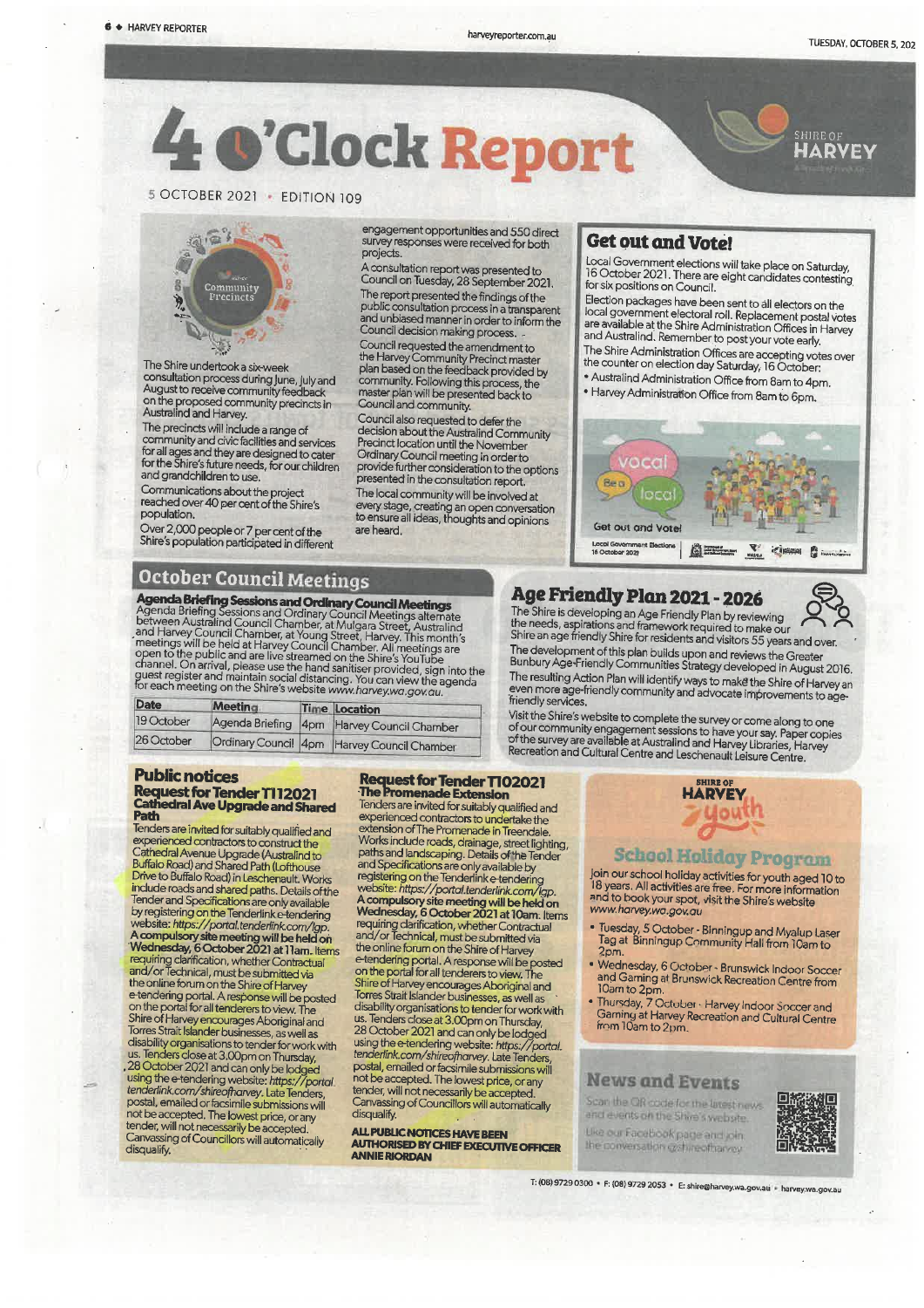# 4 O'Clock Report

5 OCTOBER 2021 • EDITION 109

The Shire undertook a six-week consultation process during June, July and August to receive community feedback on the proposed community precincts in Australind and Harvey.

The precincts will include a range of community and civic facilities and services for all ages and they are designed to cater for the Shire's future needs, for our children and grandchildren to use.

Communications about the project reached over 40 per cent of the Shire's population.

Over 2,000 people or 7 per cent of the Shire's population participated in different engagement opportunities and 550 direct survey responses were received for both projects.

A consultation report was presented to Council on Tuesday, 28 September 2021.

The report presented the findings of the public consultation process in a transparent and unbiased manner in order to inform the Council decision making process.

Council requested the amendment to the Harvey Community Precinct master plan based on the feedback provided by community. Following this process, the master plan will be presented back to Council and community.

Council also requested to defer the decision about the Australind Community Precinct location until the November Ordinary Council meeting in order to provide further consideration to the options presented in the consultation report.

The local community will be involved at every stage, creating an open conversation to ensure all ideas, thoughts and opinions are heard.

## Get out and Vote!

Local Government elections will take place on Saturday, 16 October 2021. There are eight candidates contesting for six positions on Council.

Election packages have been sent to all electors on the local government electoral roll. Replacement postal votes are available at the Shire Administration Offices in Harvey and Australind. Remember to post your vote early.

The Shire Administration Offices are accepting votes over the counter on election day Saturday, 16 October:

- Australind Administration Office from 8am to 4pm.
- Harvey Administration Office from 8am to 6pm.

## October Council Meetings

**Agenda Briefing Sessions and Ordinary Council Meetings**

Agenda Briefing Sessions and Ordinary Council Meetings alternate between Australind Council Chamber, at Mulgara Street, Australind and Harvey Council Chamber, at Young Street, Harvey. This month's meetings will be held at Harvey Council Chamber. All meetings are open to the public and are live streamed on the Shire's YouTube channel. On arrival, please use the hand sanitiser provided, sign into the guest register and maintain social distancing. You can view the agenda for each meeting on the Shire's website *www.harvey.wa.gov.au.*

| Date | Meeting | Time | Location |
|---|---|---|---|
| 19 October | Agenda Briefing | 4pm | Harvey Council Chamber |
| 26 October | Ordinary Council | 4pm | Harvey Council Chamber |

## Age Friendly Plan 2021 - 2026

The Shire is developing an Age Friendly Plan by reviewing the needs, aspirations and framework required to make our Shire an age friendly Shire for residents and visitors 55 years and over.

The development of this plan builds upon and reviews the Greater Bunbury Age-Friendly Communities Strategy developed in August 2016.

The resulting Action Plan will identify ways to make the Shire of Harvey an even more age-friendly community and advocate improvements to age-friendly services.

Visit the Shire's website to complete the survey or come along to one of our community engagement sessions to have your say. Paper copies of the survey are available at Australind and Harvey Libraries, Harvey Recreation and Cultural Centre and Leschenault Leisure Centre.

## Public notices

### Request for Tender T112021 Cathedral Ave Upgrade and Shared Path

Tenders are invited for suitably qualified and experienced contractors to construct the Cathedral Avenue Upgrade (Australind to Buffalo Road) and Shared Path (Lofthouse Drive to Buffalo Road) in Leschenault. Works include roads and shared paths. Details of the Tender and Specifications are only available by registering on the Tenderlink e-tendering website: *https://portal.tenderlink.com/lgp.* **A compulsory site meeting will be held on Wednesday, 6 October 2021 at 11am.** Items requiring clarification, whether Contractual and/or Technical, must be submitted via the online forum on the Shire of Harvey e-tendering portal. A response will be posted on the portal for all tenderers to view. The Shire of Harvey encourages Aboriginal and Torres Strait Islander businesses, as well as disability organisations to tender for work with us. Tenders close at 3.00pm on Thursday, 28 October 2021 and can only be lodged using the e-tendering website: *https://portal.tenderlink.com/shireofharvey.* Late Tenders, postal, emailed or facsimile submissions will not be accepted. The lowest price, or any tender, will not necessarily be accepted. Canvassing of Councillors will automatically disqualify.

### Request for Tender T102021 The Promenade Extension

Tenders are invited for suitably qualified and experienced contractors to undertake the extension of The Promenade in Treendale. Works include roads, drainage, street lighting, paths and landscaping. Details of the Tender and Specifications are only available by registering on the Tenderlink e-tendering website: *https://portal.tenderlink.com/lgp.* **A compulsory site meeting will be held on Wednesday, 6 October 2021 at 10am.** Items requiring clarification, whether Contractual and/or Technical, must be submitted via the online forum on the Shire of Harvey e-tendering portal. A response will be posted on the portal for all tenderers to view. The Shire of Harvey encourages Aboriginal and Torres Strait Islander businesses, as well as disability organisations to tender for work with us. Tenders close at 3.00pm on Thursday, 28 October 2021 and can only be lodged using the e-tendering website: *https://portal.tenderlink.com/shireofharvey.* Late Tenders, postal, emailed or facsimile submissions will not be accepted. The lowest price, or any tender, will not necessarily be accepted. Canvassing of Councillors will automatically disqualify.

**ALL PUBLIC NOTICES HAVE BEEN AUTHORISED BY CHIEF EXECUTIVE OFFICER ANNIE RIORDAN**

## School Holiday Program

Join our school holiday activities for youth aged 10 to 18 years. All activities are free. For more information and to book your spot, visit the Shire's website *www.harvey.wa.gov.au*

- Tuesday, 5 October - Binningup and Myalup Laser Tag at Binningup Community Hall from 10am to 2pm.
- Wednesday, 6 October - Brunswick Indoor Soccer and Gaming at Brunswick Recreation Centre from 10am to 2pm.
- Thursday, 7 October - Harvey Indoor Soccer and Gaming at Harvey Recreation and Cultural Centre from 10am to 2pm.

## News and Events

Scan the QR code for the latest news and events on the Shire's website.

Like our Facebook page and join the conversation @shireofharvey

T: (08) 9729 0300 • F: (08) 9729 2053 • E: shire@harvey.wa.gov.au • harvey.wa.gov.au